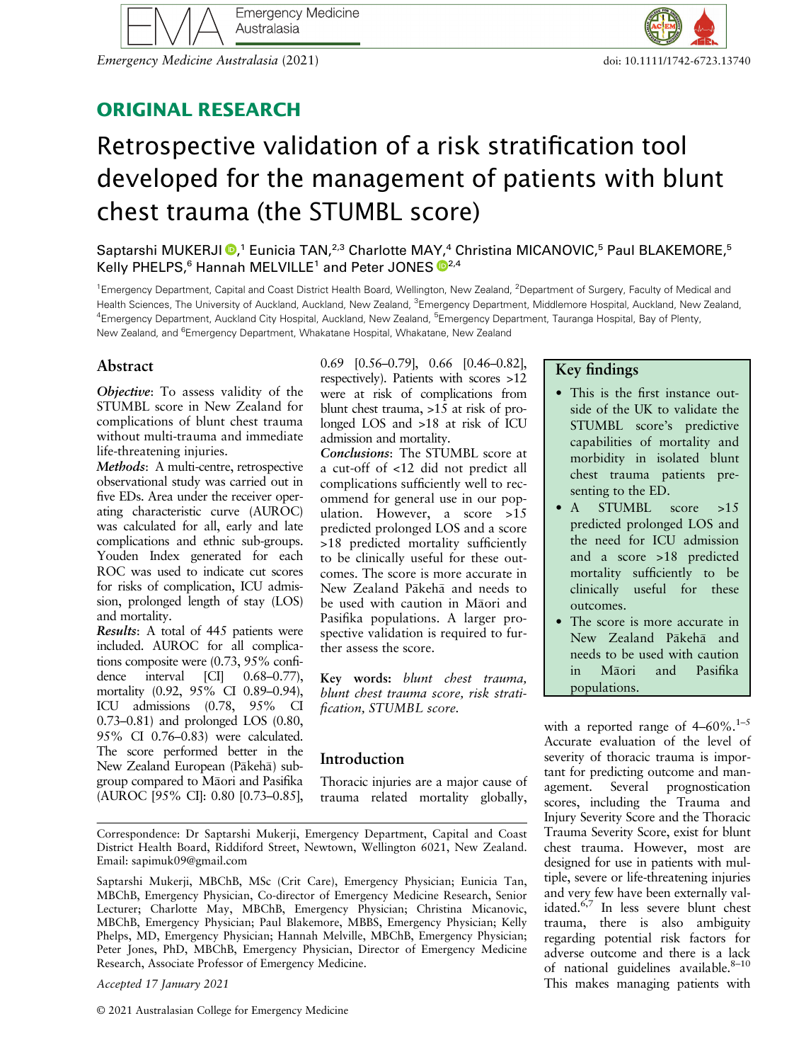## ORIGINAL RESEARCH

# Retrospective validation of a risk stratification tool developed for the management of patients with blunt chest trauma (the STUMBL score)

Saptarshi MUKERJI,[1] Eunicia TAN,[2,3] Charlotte MAY,[4] Christina MICANOVIC,[5] Paul BLAKEMORE,[5] Kelly PHELPS,[6] Hannah MELVILLE[1] and Peter JONES[2,4]

[1]Emergency Department, Capital and Coast District Health Board, Wellington, New Zealand, [2]Department of Surgery, Faculty of Medical and Health Sciences, The University of Auckland, Auckland, New Zealand, [3]Emergency Department, Middlemore Hospital, Auckland, New Zealand, [4]Emergency Department, Auckland City Hospital, Auckland, New Zealand, [5]Emergency Department, Tauranga Hospital, Bay of Plenty, New Zealand, and [6]Emergency Department, Whakatane Hospital, Whakatane, New Zealand

## Abstract

***Objective***: To assess validity of the STUMBL score in New Zealand for complications of blunt chest trauma without multi-trauma and immediate life-threatening injuries.

***Methods***: A multi-centre, retrospective observational study was carried out in five EDs. Area under the receiver operating characteristic curve (AUROC) was calculated for all, early and late complications and ethnic sub-groups. Youden Index generated for each ROC was used to indicate cut scores for risks of complication, ICU admission, prolonged length of stay (LOS) and mortality.

***Results***: A total of 445 patients were included. AUROC for all complications composite were (0.73, 95% confidence interval [CI] 0.68–0.77), mortality (0.92, 95% CI 0.89–0.94), ICU admissions (0.78, 95% CI 0.73–0.81) and prolonged LOS (0.80, 95% CI 0.76–0.83) were calculated. The score performed better in the New Zealand European (Pākehā) subgroup compared to Māori and Pasifika (AUROC [95% CI]: 0.80 [0.73–0.85], 0.69 [0.56–0.79], 0.66 [0.46–0.82], respectively). Patients with scores >12 were at risk of complications from blunt chest trauma, >15 at risk of prolonged LOS and >18 at risk of ICU admission and mortality.

***Conclusions***: The STUMBL score at a cut-off of <12 did not predict all complications sufficiently well to recommend for general use in our population. However, a score >15 predicted prolonged LOS and a score >18 predicted mortality sufficiently to be clinically useful for these outcomes. The score is more accurate in New Zealand Pākehā and needs to be used with caution in Māori and Pasifika populations. A larger prospective validation is required to further assess the score.

**Key words:** *blunt chest trauma, blunt chest trauma score, risk stratification, STUMBL score.*

> **Key findings**
> - This is the first instance outside of the UK to validate the STUMBL score's predictive capabilities of mortality and morbidity in isolated blunt chest trauma patients presenting to the ED.
> - A STUMBL score >15 predicted prolonged LOS and the need for ICU admission and a score >18 predicted mortality sufficiently to be clinically useful for these outcomes.
> - The score is more accurate in New Zealand Pākehā and needs to be used with caution in Māori and Pasifika populations.

## Introduction

Thoracic injuries are a major cause of trauma related mortality globally, with a reported range of 4–60%.[1–5] Accurate evaluation of the level of severity of thoracic trauma is important for predicting outcome and management. Several prognostication scores, including the Trauma and Injury Severity Score and the Thoracic Trauma Severity Score, exist for blunt chest trauma. However, most are designed for use in patients with multiple, severe or life-threatening injuries and very few have been externally validated.[6,7] In less severe blunt chest trauma, there is also ambiguity regarding potential risk factors for adverse outcome and there is a lack of national guidelines available.[8–10] This makes managing patients with

Correspondence: Dr Saptarshi Mukerji, Emergency Department, Capital and Coast District Health Board, Riddiford Street, Newtown, Wellington 6021, New Zealand. Email: sapimuk09@gmail.com

Saptarshi Mukerji, MBChB, MSc (Crit Care), Emergency Physician; Eunicia Tan, MBChB, Emergency Physician, Co-director of Emergency Medicine Research, Senior Lecturer; Charlotte May, MBChB, Emergency Physician; Christina Micanovic, MBChB, Emergency Physician; Paul Blakemore, MBBS, Emergency Physician; Kelly Phelps, MD, Emergency Physician; Hannah Melville, MBChB, Emergency Physician; Peter Jones, PhD, MBChB, Emergency Physician, Director of Emergency Medicine Research, Associate Professor of Emergency Medicine.

*Accepted 17 January 2021*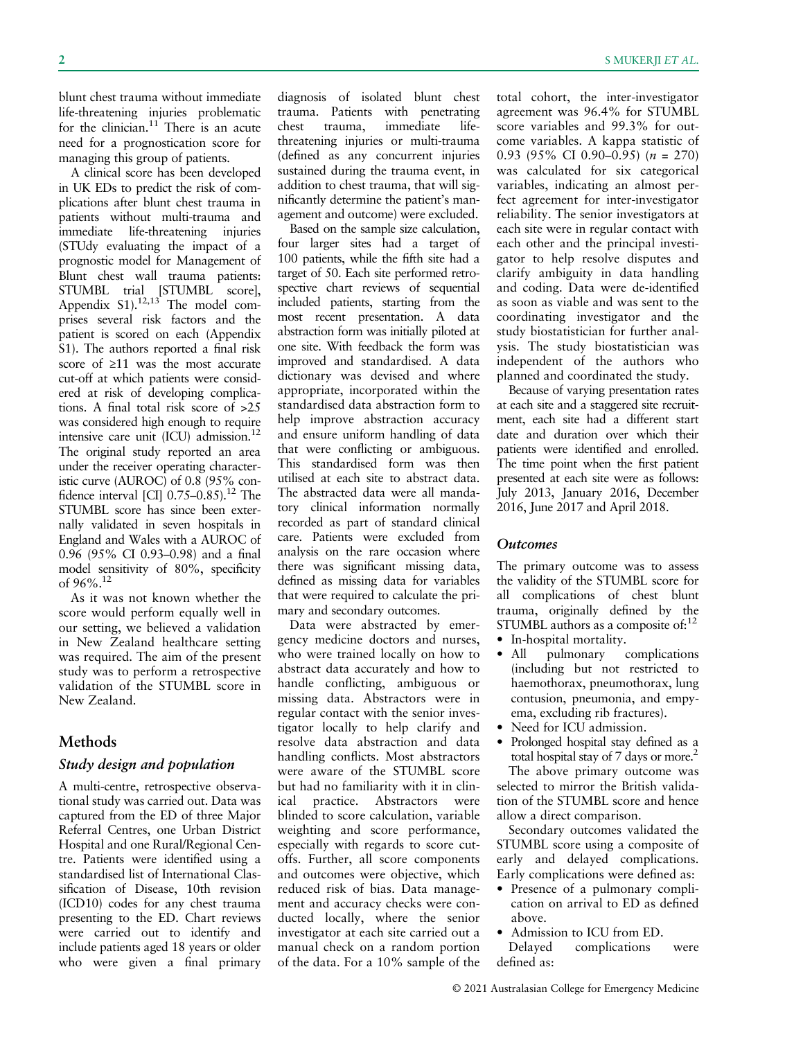blunt chest trauma without immediate life-threatening injuries problematic for the clinician.[11] There is an acute need for a prognostication score for managing this group of patients.

A clinical score has been developed in UK EDs to predict the risk of complications after blunt chest trauma in patients without multi-trauma and immediate life-threatening injuries (STUdy evaluating the impact of a prognostic model for Management of Blunt chest wall trauma patients: STUMBL trial [STUMBL score], Appendix S1).[12,13] The model comprises several risk factors and the patient is scored on each (Appendix S1). The authors reported a final risk score of ≥11 was the most accurate cut-off at which patients were considered at risk of developing complications. A final total risk score of >25 was considered high enough to require intensive care unit (ICU) admission.[12] The original study reported an area under the receiver operating characteristic curve (AUROC) of 0.8 (95% confidence interval [CI] 0.75–0.85).[12] The STUMBL score has since been externally validated in seven hospitals in England and Wales with a AUROC of 0.96 (95% CI 0.93–0.98) and a final model sensitivity of 80%, specificity of 96%.[12]

As it was not known whether the score would perform equally well in our setting, we believed a validation in New Zealand healthcare setting was required. The aim of the present study was to perform a retrospective validation of the STUMBL score in New Zealand.

## Methods

### Study design and population

A multi-centre, retrospective observational study was carried out. Data was captured from the ED of three Major Referral Centres, one Urban District Hospital and one Rural/Regional Centre. Patients were identified using a standardised list of International Classification of Disease, 10th revision (ICD10) codes for any chest trauma presenting to the ED. Chart reviews were carried out to identify and include patients aged 18 years or older who were given a final primary diagnosis of isolated blunt chest trauma. Patients with penetrating chest trauma, immediate life-threatening injuries or multi-trauma (defined as any concurrent injuries sustained during the trauma event, in addition to chest trauma, that will significantly determine the patient's management and outcome) were excluded.

Based on the sample size calculation, four larger sites had a target of 100 patients, while the fifth site had a target of 50. Each site performed retrospective chart reviews of sequential included patients, starting from the most recent presentation. A data abstraction form was initially piloted at one site. With feedback the form was improved and standardised. A data dictionary was devised and where appropriate, incorporated within the standardised data abstraction form to help improve abstraction accuracy and ensure uniform handling of data that were conflicting or ambiguous. This standardised form was then utilised at each site to abstract data. The abstracted data were all mandatory clinical information normally recorded as part of standard clinical care. Patients were excluded from analysis on the rare occasion where there was significant missing data, defined as missing data for variables that were required to calculate the primary and secondary outcomes.

Data were abstracted by emergency medicine doctors and nurses, who were trained locally on how to abstract data accurately and how to handle conflicting, ambiguous or missing data. Abstractors were in regular contact with the senior investigator locally to help clarify and resolve data abstraction and data handling conflicts. Most abstractors were aware of the STUMBL score but had no familiarity with it in clinical practice. Abstractors were blinded to score calculation, variable weighting and score performance, especially with regards to score cut-offs. Further, all score components and outcomes were objective, which reduced risk of bias. Data management and accuracy checks were conducted locally, where the senior investigator at each site carried out a manual check on a random portion of the data. For a 10% sample of the total cohort, the inter-investigator agreement was 96.4% for STUMBL score variables and 99.3% for outcome variables. A kappa statistic of 0.93 (95% CI 0.90–0.95) ($n$ = 270) was calculated for six categorical variables, indicating an almost perfect agreement for inter-investigator reliability. The senior investigators at each site were in regular contact with each other and the principal investigator to help resolve disputes and clarify ambiguity in data handling and coding. Data were de-identified as soon as viable and was sent to the coordinating investigator and the study biostatistician for further analysis. The study biostatistician was independent of the authors who planned and coordinated the study.

Because of varying presentation rates at each site and a staggered site recruitment, each site had a different start date and duration over which their patients were identified and enrolled. The time point when the first patient presented at each site were as follows: July 2013, January 2016, December 2016, June 2017 and April 2018.

### Outcomes

The primary outcome was to assess the validity of the STUMBL score for all complications of chest blunt trauma, originally defined by the STUMBL authors as a composite of:[12]

- In-hospital mortality.
- All pulmonary complications (including but not restricted to haemothorax, pneumothorax, lung contusion, pneumonia, and empyema, excluding rib fractures).
- Need for ICU admission.
- Prolonged hospital stay defined as a total hospital stay of 7 days or more.[2]

The above primary outcome was selected to mirror the British validation of the STUMBL score and hence allow a direct comparison.

Secondary outcomes validated the STUMBL score using a composite of early and delayed complications. Early complications were defined as:

- Presence of a pulmonary complication on arrival to ED as defined above.
- Admission to ICU from ED.

Delayed complications were defined as: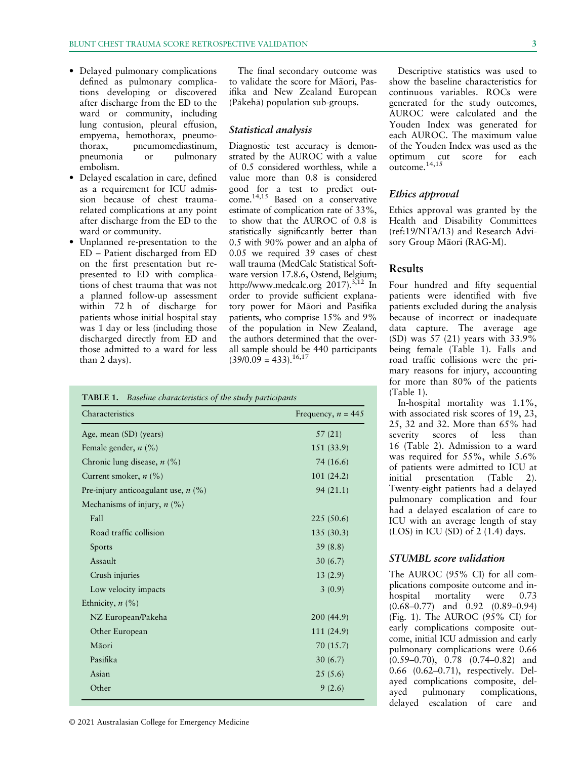- Delayed pulmonary complications defined as pulmonary complications developing or discovered after discharge from the ED to the ward or community, including lung contusion, pleural effusion, empyema, hemothorax, pneumothorax, pneumomediastinum, pneumonia or pulmonary embolism.
- Delayed escalation in care, defined as a requirement for ICU admission because of chest trauma-related complications at any point after discharge from the ED to the ward or community.
- Unplanned re-presentation to the ED – Patient discharged from ED on the first presentation but re-presented to ED with complications of chest trauma that was not a planned follow-up assessment within 72 h of discharge for patients whose initial hospital stay was 1 day or less (including those discharged directly from ED and those admitted to a ward for less than 2 days).

The final secondary outcome was to validate the score for Māori, Pasifika and New Zealand European (Pākehā) population sub-groups.

### Statistical analysis

Diagnostic test accuracy is demonstrated by the AUROC with a value of 0.5 considered worthless, while a value more than 0.8 is considered good for a test to predict outcome.[14,15] Based on a conservative estimate of complication rate of 33%, to show that the AUROC of 0.8 is statistically significantly better than 0.5 with 90% power and an alpha of 0.05 we required 39 cases of chest wall trauma (MedCalc Statistical Software version 17.8.6, Ostend, Belgium; http://www.medcalc.org 2017).[3,12] In order to provide sufficient explanatory power for Māori and Pasifika patients, who comprise 15% and 9% of the population in New Zealand, the authors determined that the overall sample should be 440 participants (39/0.09 = 433).[16,17]

**TABLE 1.** *Baseline characteristics of the study participants*

| Characteristics | Frequency, *n* = 445 |
|---|---|
| Age, mean (SD) (years) | 57 (21) |
| Female gender, *n* (%) | 151 (33.9) |
| Chronic lung disease, *n* (%) | 74 (16.6) |
| Current smoker, *n* (%) | 101 (24.2) |
| Pre-injury anticoagulant use, *n* (%) | 94 (21.1) |
| Mechanisms of injury, *n* (%) | |
| Fall | 225 (50.6) |
| Road traffic collision | 135 (30.3) |
| Sports | 39 (8.8) |
| Assault | 30 (6.7) |
| Crush injuries | 13 (2.9) |
| Low velocity impacts | 3 (0.9) |
| Ethnicity, *n* (%) | |
| NZ European/Pākehā | 200 (44.9) |
| Other European | 111 (24.9) |
| Māori | 70 (15.7) |
| Pasifika | 30 (6.7) |
| Asian | 25 (5.6) |
| Other | 9 (2.6) |

Descriptive statistics was used to show the baseline characteristics for continuous variables. ROCs were generated for the study outcomes, AUROC were calculated and the Youden Index was generated for each AUROC. The maximum value of the Youden Index was used as the optimum cut score for each outcome.[14,15]

### Ethics approval

Ethics approval was granted by the Health and Disability Committees (ref:19/NTA/13) and Research Advisory Group Māori (RAG-M).

## Results

Four hundred and fifty sequential patients were identified with five patients excluded during the analysis because of incorrect or inadequate data capture. The average age (SD) was 57 (21) years with 33.9% being female (Table 1). Falls and road traffic collisions were the primary reasons for injury, accounting for more than 80% of the patients (Table 1).

In-hospital mortality was 1.1%, with associated risk scores of 19, 23, 25, 32 and 32. More than 65% had severity scores of less than 16 (Table 2). Admission to a ward was required for 55%, while 5.6% of patients were admitted to ICU at initial presentation (Table 2). Twenty-eight patients had a delayed pulmonary complication and four had a delayed escalation of care to ICU with an average length of stay (LOS) in ICU (SD) of 2 (1.4) days.

### STUMBL score validation

The AUROC (95% CI) for all complications composite outcome and in-hospital mortality were 0.73 (0.68–0.77) and 0.92 (0.89–0.94) (Fig. 1). The AUROC (95% CI) for early complications composite outcome, initial ICU admission and early pulmonary complications were 0.66 (0.59–0.70), 0.78 (0.74–0.82) and 0.66 (0.62–0.71), respectively. Delayed complications composite, delayed pulmonary complications, delayed escalation of care and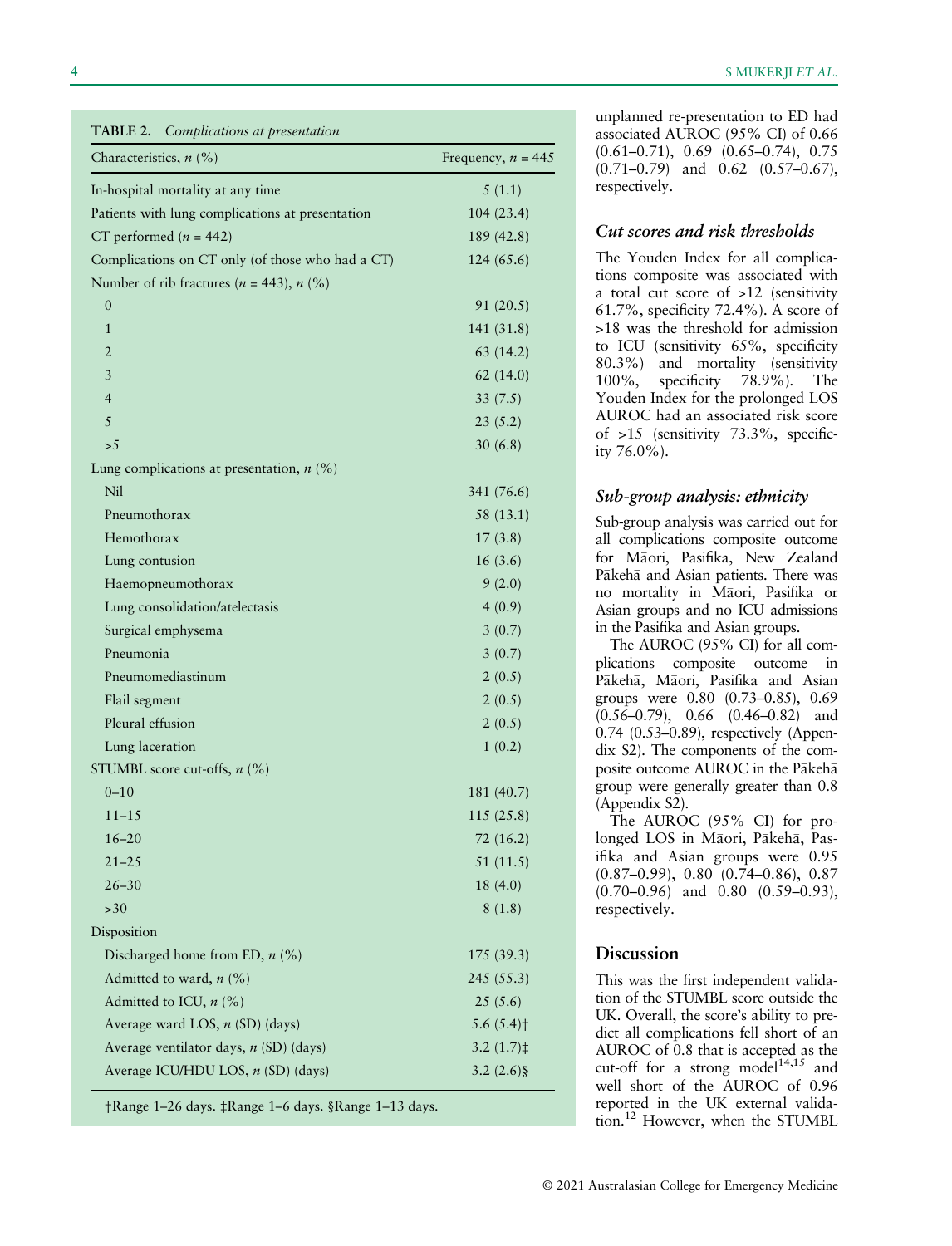**TABLE 2.** *Complications at presentation*

| Characteristics, n (%) | Frequency, n = 445 |
|---|---|
| In-hospital mortality at any time | 5 (1.1) |
| Patients with lung complications at presentation | 104 (23.4) |
| CT performed (n = 442) | 189 (42.8) |
| Complications on CT only (of those who had a CT) | 124 (65.6) |
| Number of rib fractures (n = 443), n (%) | |
| 0 | 91 (20.5) |
| 1 | 141 (31.8) |
| 2 | 63 (14.2) |
| 3 | 62 (14.0) |
| 4 | 33 (7.5) |
| 5 | 23 (5.2) |
| >5 | 30 (6.8) |
| Lung complications at presentation, n (%) | |
| Nil | 341 (76.6) |
| Pneumothorax | 58 (13.1) |
| Hemothorax | 17 (3.8) |
| Lung contusion | 16 (3.6) |
| Haemopneumothorax | 9 (2.0) |
| Lung consolidation/atelectasis | 4 (0.9) |
| Surgical emphysema | 3 (0.7) |
| Pneumonia | 3 (0.7) |
| Pneumomediastinum | 2 (0.5) |
| Flail segment | 2 (0.5) |
| Pleural effusion | 2 (0.5) |
| Lung laceration | 1 (0.2) |
| STUMBL score cut-offs, n (%) | |
| 0–10 | 181 (40.7) |
| 11–15 | 115 (25.8) |
| 16–20 | 72 (16.2) |
| 21–25 | 51 (11.5) |
| 26–30 | 18 (4.0) |
| >30 | 8 (1.8) |
| Disposition | |
| Discharged home from ED, n (%) | 175 (39.3) |
| Admitted to ward, n (%) | 245 (55.3) |
| Admitted to ICU, n (%) | 25 (5.6) |
| Average ward LOS, n (SD) (days) | 5.6 (5.4)† |
| Average ventilator days, n (SD) (days) | 3.2 (1.7)‡ |
| Average ICU/HDU LOS, n (SD) (days) | 3.2 (2.6)§ |

†Range 1–26 days. ‡Range 1–6 days. §Range 1–13 days.

unplanned re-presentation to ED had associated AUROC (95% CI) of 0.66 (0.61–0.71), 0.69 (0.65–0.74), 0.75 (0.71–0.79) and 0.62 (0.57–0.67), respectively.

### Cut scores and risk thresholds

The Youden Index for all complications composite was associated with a total cut score of >12 (sensitivity 61.7%, specificity 72.4%). A score of >18 was the threshold for admission to ICU (sensitivity 65%, specificity 80.3%) and mortality (sensitivity 100%, specificity 78.9%). The Youden Index for the prolonged LOS AUROC had an associated risk score of >15 (sensitivity 73.3%, specificity 76.0%).

### Sub-group analysis: ethnicity

Sub-group analysis was carried out for all complications composite outcome for Māori, Pasifika, New Zealand Pākehā and Asian patients. There was no mortality in Māori, Pasifika or Asian groups and no ICU admissions in the Pasifika and Asian groups.

The AUROC (95% CI) for all complications composite outcome in Pākehā, Māori, Pasifika and Asian groups were 0.80 (0.73–0.85), 0.69 (0.56–0.79), 0.66 (0.46–0.82) and 0.74 (0.53–0.89), respectively (Appendix S2). The components of the composite outcome AUROC in the Pākehā group were generally greater than 0.8 (Appendix S2).

The AUROC (95% CI) for prolonged LOS in Māori, Pākehā, Pasifika and Asian groups were 0.95 (0.87–0.99), 0.80 (0.74–0.86), 0.87 (0.70–0.96) and 0.80 (0.59–0.93), respectively.

## Discussion

This was the first independent validation of the STUMBL score outside the UK. Overall, the score's ability to predict all complications fell short of an AUROC of 0.8 that is accepted as the cut-off for a strong model[14,15] and well short of the AUROC of 0.96 reported in the UK external validation.[12] However, when the STUMBL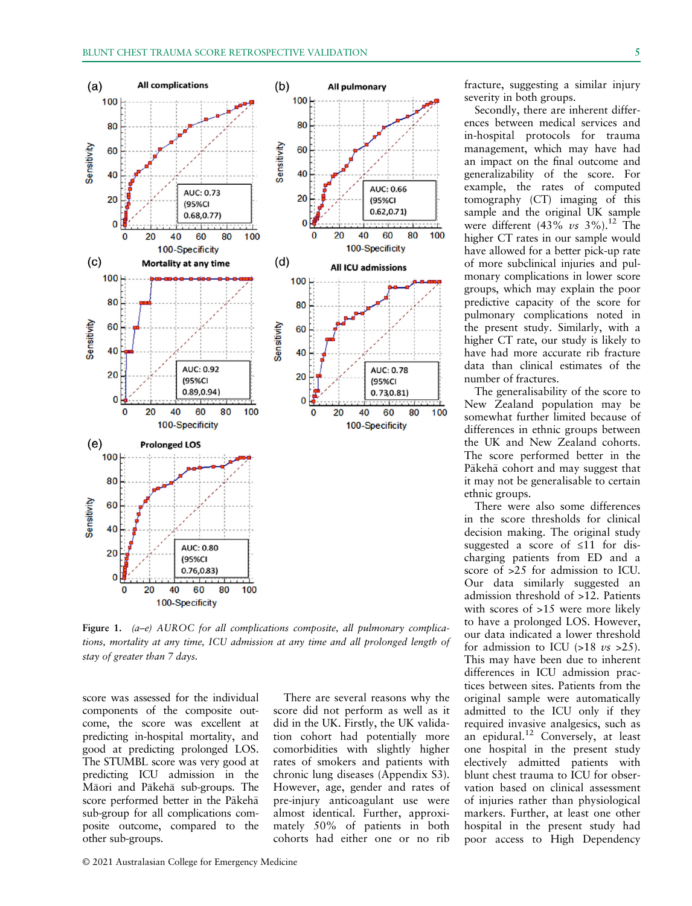Figure 1. (a–e) AUROC for all complications composite, all pulmonary complications, mortality at any time, ICU admission at any time and all prolonged length of stay of greater than 7 days.

score was assessed for the individual components of the composite outcome, the score was excellent at predicting in-hospital mortality, and good at predicting prolonged LOS. The STUMBL score was very good at predicting ICU admission in the Māori and Pākehā sub-groups. The score performed better in the Pākehā sub-group for all complications composite outcome, compared to the other sub-groups.

There are several reasons why the score did not perform as well as it did in the UK. Firstly, the UK validation cohort had potentially more comorbidities with slightly higher rates of smokers and patients with chronic lung diseases (Appendix S3). However, age, gender and rates of pre-injury anticoagulant use were almost identical. Further, approximately 50% of patients in both cohorts had either one or no rib fracture, suggesting a similar injury severity in both groups.

Secondly, there are inherent differences between medical services and in-hospital protocols for trauma management, which may have had an impact on the final outcome and generalizability of the score. For example, the rates of computed tomography (CT) imaging of this sample and the original UK sample were different (43% *vs* 3%).[12] The higher CT rates in our sample would have allowed for a better pick-up rate of more subclinical injuries and pulmonary complications in lower score groups, which may explain the poor predictive capacity of the score for pulmonary complications noted in the present study. Similarly, with a higher CT rate, our study is likely to have had more accurate rib fracture data than clinical estimates of the number of fractures.

The generalisability of the score to New Zealand population may be somewhat further limited because of differences in ethnic groups between the UK and New Zealand cohorts. The score performed better in the Pākehā cohort and may suggest that it may not be generalisable to certain ethnic groups.

There were also some differences in the score thresholds for clinical decision making. The original study suggested a score of ≤11 for discharging patients from ED and a score of >25 for admission to ICU. Our data similarly suggested an admission threshold of >12. Patients with scores of >15 were more likely to have a prolonged LOS. However, our data indicated a lower threshold for admission to ICU (>18 *vs* >25). This may have been due to inherent differences in ICU admission practices between sites. Patients from the original sample were automatically admitted to the ICU only if they required invasive analgesics, such as an epidural.[12] Conversely, at least one hospital in the present study electively admitted patients with blunt chest trauma to ICU for observation based on clinical assessment of injuries rather than physiological markers. Further, at least one other hospital in the present study had poor access to High Dependency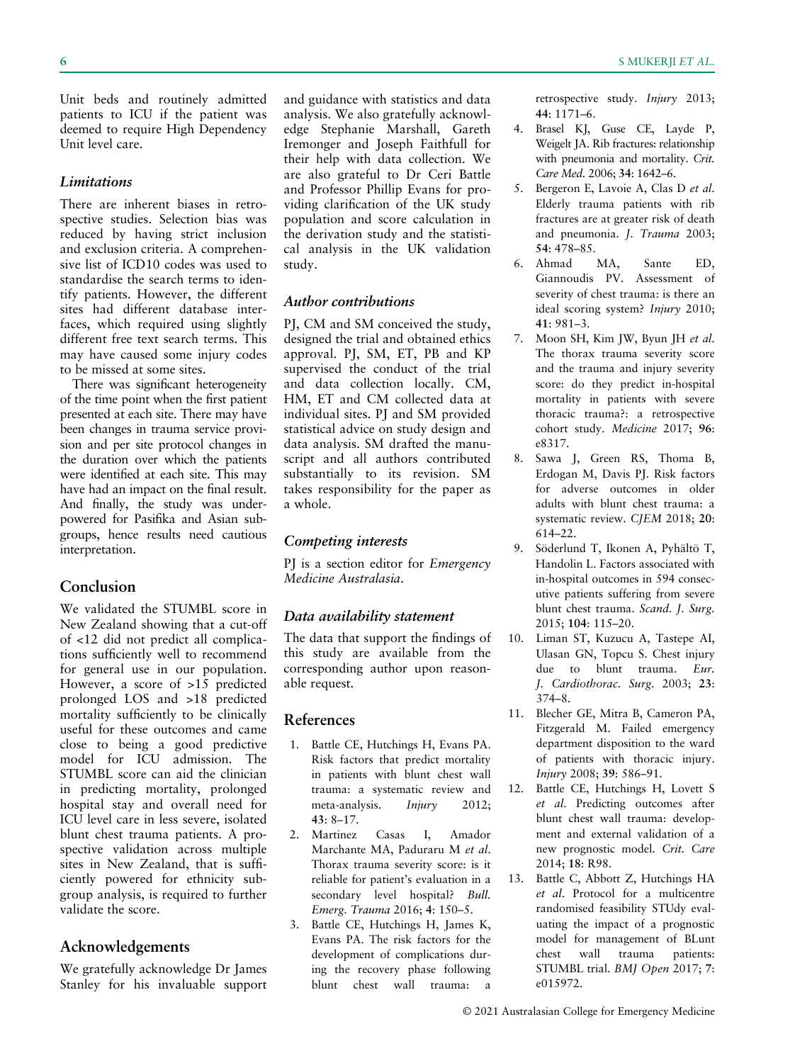Unit beds and routinely admitted patients to ICU if the patient was deemed to require High Dependency Unit level care.

### *Limitations*

There are inherent biases in retrospective studies. Selection bias was reduced by having strict inclusion and exclusion criteria. A comprehensive list of ICD10 codes was used to standardise the search terms to identify patients. However, the different sites had different database interfaces, which required using slightly different free text search terms. This may have caused some injury codes to be missed at some sites.

There was significant heterogeneity of the time point when the first patient presented at each site. There may have been changes in trauma service provision and per site protocol changes in the duration over which the patients were identified at each site. This may have had an impact on the final result. And finally, the study was underpowered for Pasifika and Asian subgroups, hence results need cautious interpretation.

## Conclusion

We validated the STUMBL score in New Zealand showing that a cut-off of <12 did not predict all complications sufficiently well to recommend for general use in our population. However, a score of >15 predicted prolonged LOS and >18 predicted mortality sufficiently to be clinically useful for these outcomes and came close to being a good predictive model for ICU admission. The STUMBL score can aid the clinician in predicting mortality, prolonged hospital stay and overall need for ICU level care in less severe, isolated blunt chest trauma patients. A prospective validation across multiple sites in New Zealand, that is sufficiently powered for ethnicity subgroup analysis, is required to further validate the score.

## Acknowledgements

We gratefully acknowledge Dr James Stanley for his invaluable support and guidance with statistics and data analysis. We also gratefully acknowledge Stephanie Marshall, Gareth Iremonger and Joseph Faithfull for their help with data collection. We are also grateful to Dr Ceri Battle and Professor Phillip Evans for providing clarification of the UK study population and score calculation in the derivation study and the statistical analysis in the UK validation study.

### *Author contributions*

PJ, CM and SM conceived the study, designed the trial and obtained ethics approval. PJ, SM, ET, PB and KP supervised the conduct of the trial and data collection locally. CM, HM, ET and CM collected data at individual sites. PJ and SM provided statistical advice on study design and data analysis. SM drafted the manuscript and all authors contributed substantially to its revision. SM takes responsibility for the paper as a whole.

### *Competing interests*

PJ is a section editor for *Emergency Medicine Australasia*.

### *Data availability statement*

The data that support the findings of this study are available from the corresponding author upon reasonable request.

## References

1. Battle CE, Hutchings H, Evans PA. Risk factors that predict mortality in patients with blunt chest wall trauma: a systematic review and meta-analysis. *Injury* 2012; **43**: 8–17.
2. Martinez Casas I, Amador Marchante MA, Paduraru M *et al.* Thorax trauma severity score: is it reliable for patient's evaluation in a secondary level hospital? *Bull. Emerg. Trauma* 2016; **4**: 150–5.
3. Battle CE, Hutchings H, James K, Evans PA. The risk factors for the development of complications during the recovery phase following blunt chest wall trauma: a retrospective study. *Injury* 2013; **44**: 1171–6.
4. Brasel KJ, Guse CE, Layde P, Weigelt JA. Rib fractures: relationship with pneumonia and mortality. *Crit. Care Med.* 2006; **34**: 1642–6.
5. Bergeron E, Lavoie A, Clas D *et al.* Elderly trauma patients with rib fractures are at greater risk of death and pneumonia. *J. Trauma* 2003; **54**: 478–85.
6. Ahmad MA, Sante ED, Giannoudis PV. Assessment of severity of chest trauma: is there an ideal scoring system? *Injury* 2010; **41**: 981–3.
7. Moon SH, Kim JW, Byun JH *et al.* The thorax trauma severity score and the trauma and injury severity score: do they predict in-hospital mortality in patients with severe thoracic trauma?: a retrospective cohort study. *Medicine* 2017; **96**: e8317.
8. Sawa J, Green RS, Thoma B, Erdogan M, Davis PJ. Risk factors for adverse outcomes in older adults with blunt chest trauma: a systematic review. *CJEM* 2018; **20**: 614–22.
9. Söderlund T, Ikonen A, Pyhältö T, Handolin L. Factors associated with in-hospital outcomes in 594 consecutive patients suffering from severe blunt chest trauma. *Scand. J. Surg.* 2015; **104**: 115–20.
10. Liman ST, Kuzucu A, Tastepe AI, Ulasan GN, Topcu S. Chest injury due to blunt trauma. *Eur. J. Cardiothorac. Surg.* 2003; **23**: 374–8.
11. Blecher GE, Mitra B, Cameron PA, Fitzgerald M. Failed emergency department disposition to the ward of patients with thoracic injury. *Injury* 2008; **39**: 586–91.
12. Battle CE, Hutchings H, Lovett S *et al.* Predicting outcomes after blunt chest wall trauma: development and external validation of a new prognostic model. *Crit. Care* 2014; **18**: R98.
13. Battle C, Abbott Z, Hutchings HA *et al.* Protocol for a multicentre randomised feasibility STUdy evaluating the impact of a prognostic model for management of BLunt chest wall trauma patients: STUMBL trial. *BMJ Open* 2017; **7**: e015972.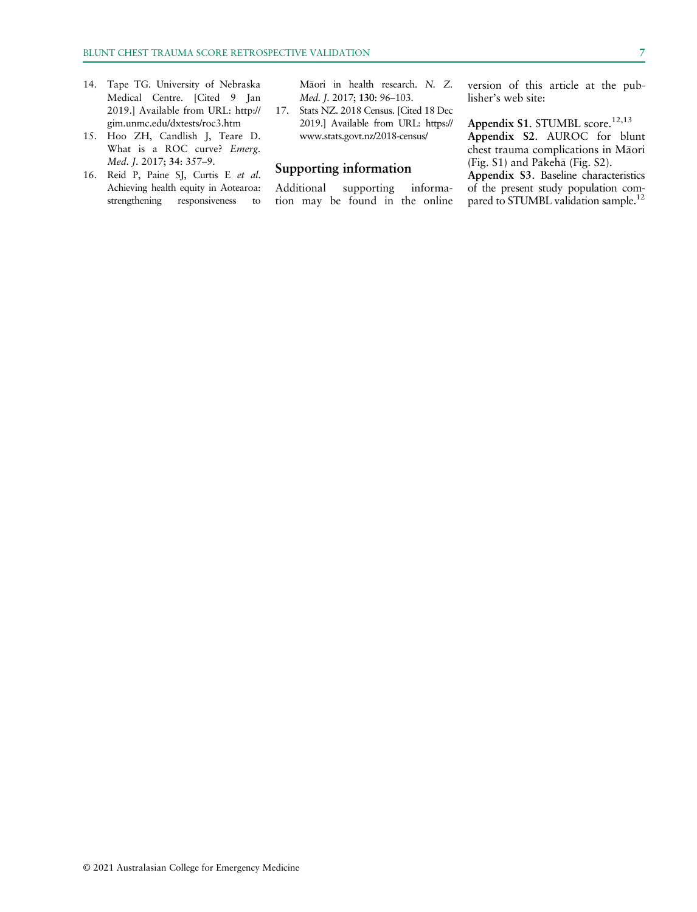14. Tape TG. University of Nebraska Medical Centre. [Cited 9 Jan 2019.] Available from URL: http://gim.unmc.edu/dxtests/roc3.htm
15. Hoo ZH, Candlish J, Teare D. What is a ROC curve? *Emerg. Med. J.* 2017; **34**: 357–9.
16. Reid P, Paine SJ, Curtis E *et al.* Achieving health equity in Aotearoa: strengthening responsiveness to Māori in health research. *N. Z. Med. J.* 2017; **130**: 96–103.
17. Stats NZ. 2018 Census. [Cited 18 Dec 2019.] Available from URL: https://www.stats.govt.nz/2018-census/

## Supporting information

Additional supporting information may be found in the online version of this article at the publisher's web site:

**Appendix S1**. STUMBL score.[12,13]
**Appendix S2**. AUROC for blunt chest trauma complications in Māori (Fig. S1) and Pākehā (Fig. S2).
**Appendix S3**. Baseline characteristics of the present study population compared to STUMBL validation sample.[12]

© 2021 Australasian College for Emergency Medicine